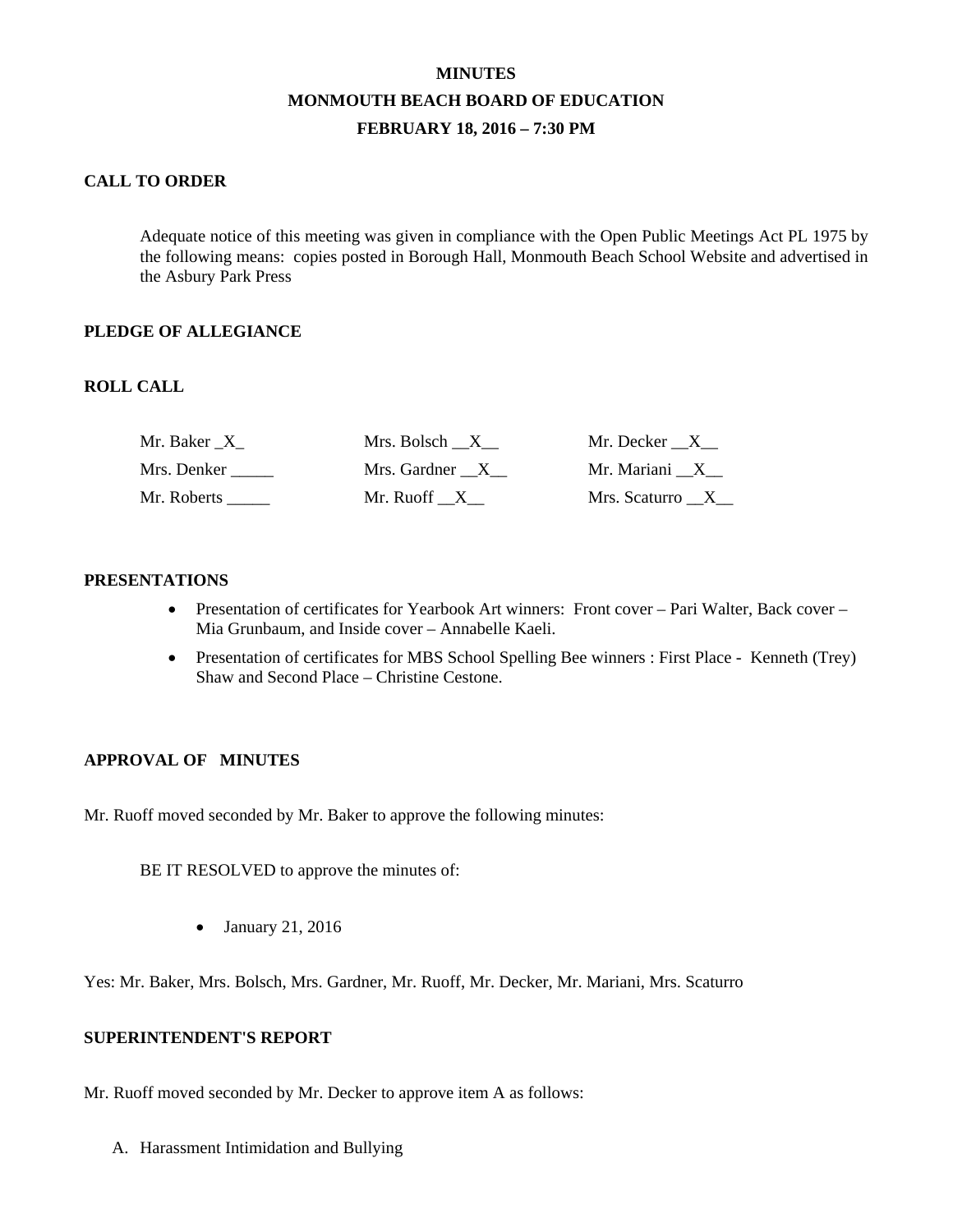# MINUTES
## MONMOUTH BEACH BOARD OF EDUCATION
### FEBRUARY 18, 2016 – 7:30 PM

**CALL TO ORDER**

Adequate notice of this meeting was given in compliance with the Open Public Meetings Act PL 1975 by the following means: copies posted in Borough Hall, Monmouth Beach School Website and advertised in the Asbury Park Press

**PLEDGE OF ALLEGIANCE**

**ROLL CALL**

| | | |
|---|---|---|
| Mr. Baker _X_ | Mrs. Bolsch __X__ | Mr. Decker __X__ |
| Mrs. Denker _____ | Mrs. Gardner __X__ | Mr. Mariani __X__ |
| Mr. Roberts _____ | Mr. Ruoff __X__ | Mrs. Scaturro __X__ |

**PRESENTATIONS**

- Presentation of certificates for Yearbook Art winners: Front cover – Pari Walter, Back cover – Mia Grunbaum, and Inside cover – Annabelle Kaeli.
- Presentation of certificates for MBS School Spelling Bee winners : First Place - Kenneth (Trey) Shaw and Second Place – Christine Cestone.

**APPROVAL OF MINUTES**

Mr. Ruoff moved seconded by Mr. Baker to approve the following minutes:

BE IT RESOLVED to approve the minutes of:

- January 21, 2016

Yes: Mr. Baker, Mrs. Bolsch, Mrs. Gardner, Mr. Ruoff, Mr. Decker, Mr. Mariani, Mrs. Scaturro

**SUPERINTENDENT'S REPORT**

Mr. Ruoff moved seconded by Mr. Decker to approve item A as follows:

A. Harassment Intimidation and Bullying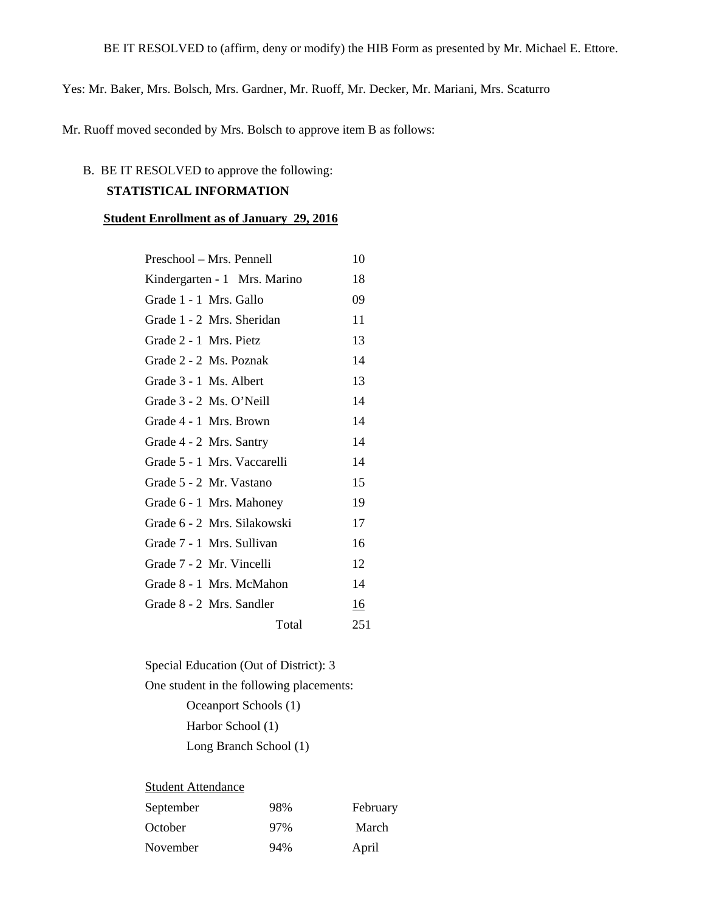BE IT RESOLVED to (affirm, deny or modify) the HIB Form as presented by Mr. Michael E. Ettore.

Yes: Mr. Baker, Mrs. Bolsch, Mrs. Gardner, Mr. Ruoff, Mr. Decker, Mr. Mariani, Mrs. Scaturro

Mr. Ruoff moved seconded by Mrs. Bolsch to approve item B as follows:

B. BE IT RESOLVED to approve the following:

**STATISTICAL INFORMATION**

**Student Enrollment as of January 29, 2016**

| | |
|---|---|
| Preschool – Mrs. Pennell | 10 |
| Kindergarten - 1 Mrs. Marino | 18 |
| Grade 1 - 1 Mrs. Gallo | 09 |
| Grade 1 - 2 Mrs. Sheridan | 11 |
| Grade 2 - 1 Mrs. Pietz | 13 |
| Grade 2 - 2 Ms. Poznak | 14 |
| Grade 3 - 1 Ms. Albert | 13 |
| Grade 3 - 2 Ms. O'Neill | 14 |
| Grade 4 - 1 Mrs. Brown | 14 |
| Grade 4 - 2 Mrs. Santry | 14 |
| Grade 5 - 1 Mrs. Vaccarelli | 14 |
| Grade 5 - 2 Mr. Vastano | 15 |
| Grade 6 - 1 Mrs. Mahoney | 19 |
| Grade 6 - 2 Mrs. Silakowski | 17 |
| Grade 7 - 1 Mrs. Sullivan | 16 |
| Grade 7 - 2 Mr. Vincelli | 12 |
| Grade 8 - 1 Mrs. McMahon | 14 |
| Grade 8 - 2 Mrs. Sandler | 16 |
| Total | 251 |

Special Education (Out of District): 3

One student in the following placements:

- Oceanport Schools (1)
- Harbor School (1)
- Long Branch School (1)

Student Attendance

| | | |
|---|---|---|
| September | 98% | February |
| October | 97% | March |
| November | 94% | April |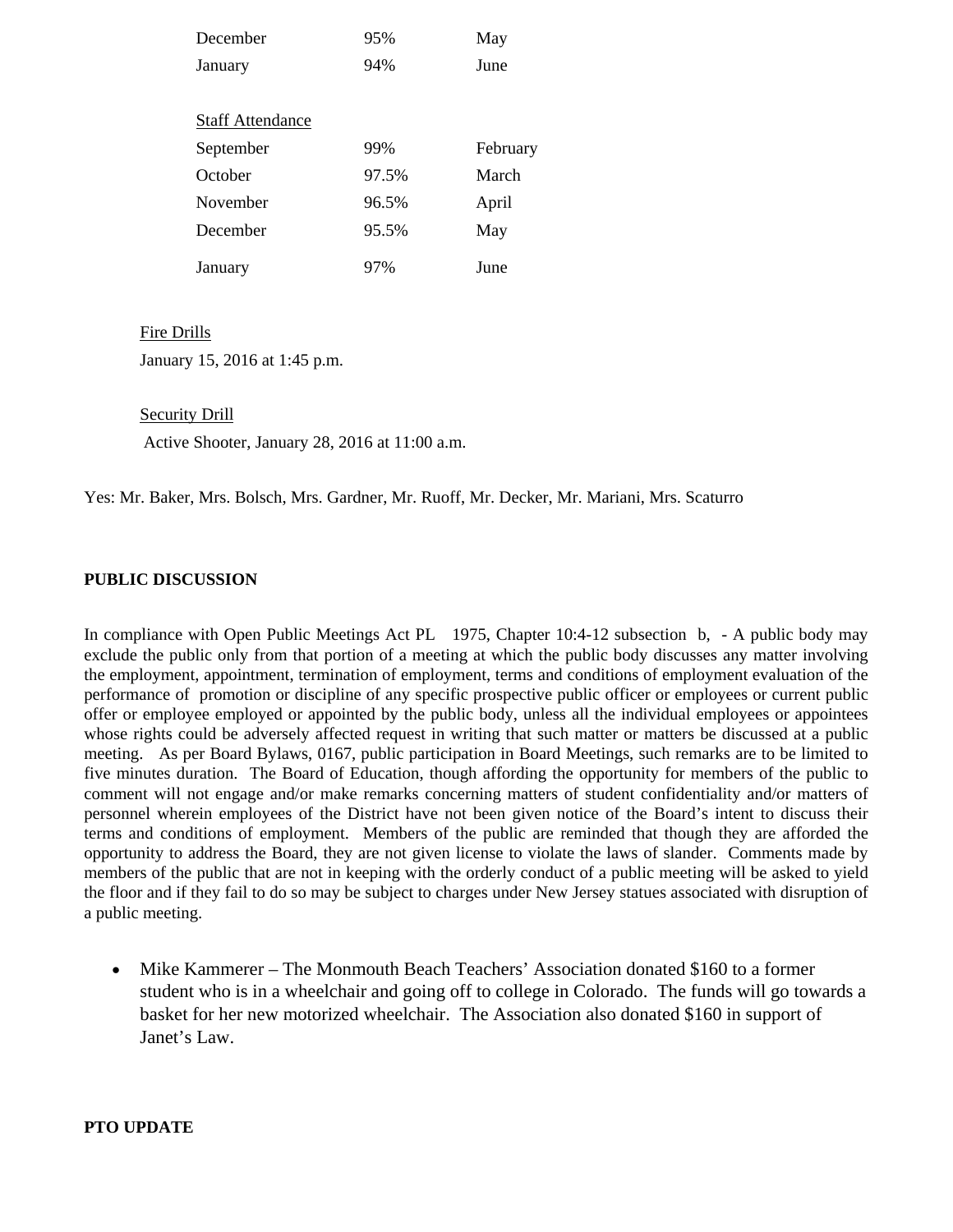| | | |
|---|---|---|
| December | 95% | May |
| January | 94% | June |

Staff Attendance

| | | |
|---|---|---|
| September | 99% | February |
| October | 97.5% | March |
| November | 96.5% | April |
| December | 95.5% | May |
| January | 97% | June |

Fire Drills

January 15, 2016 at 1:45 p.m.

Security Drill

Active Shooter, January 28, 2016 at 11:00 a.m.

Yes: Mr. Baker, Mrs. Bolsch, Mrs. Gardner, Mr. Ruoff, Mr. Decker, Mr. Mariani, Mrs. Scaturro

**PUBLIC DISCUSSION**

In compliance with Open Public Meetings Act PL 1975, Chapter 10:4-12 subsection b, - A public body may exclude the public only from that portion of a meeting at which the public body discusses any matter involving the employment, appointment, termination of employment, terms and conditions of employment evaluation of the performance of promotion or discipline of any specific prospective public officer or employees or current public offer or employee employed or appointed by the public body, unless all the individual employees or appointees whose rights could be adversely affected request in writing that such matter or matters be discussed at a public meeting. As per Board Bylaws, 0167, public participation in Board Meetings, such remarks are to be limited to five minutes duration. The Board of Education, though affording the opportunity for members of the public to comment will not engage and/or make remarks concerning matters of student confidentiality and/or matters of personnel wherein employees of the District have not been given notice of the Board's intent to discuss their terms and conditions of employment. Members of the public are reminded that though they are afforded the opportunity to address the Board, they are not given license to violate the laws of slander. Comments made by members of the public that are not in keeping with the orderly conduct of a public meeting will be asked to yield the floor and if they fail to do so may be subject to charges under New Jersey statues associated with disruption of a public meeting.

- Mike Kammerer – The Monmouth Beach Teachers' Association donated $160 to a former student who is in a wheelchair and going off to college in Colorado. The funds will go towards a basket for her new motorized wheelchair. The Association also donated $160 in support of Janet's Law.

**PTO UPDATE**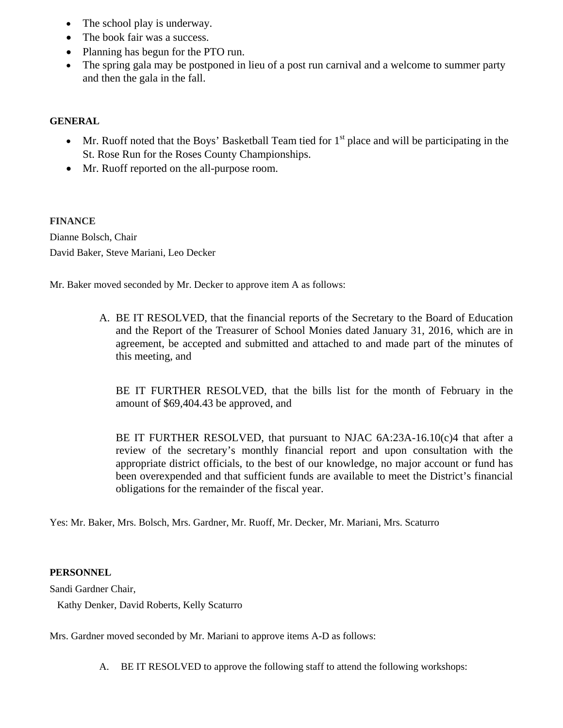- The school play is underway.
- The book fair was a success.
- Planning has begun for the PTO run.
- The spring gala may be postponed in lieu of a post run carnival and a welcome to summer party and then the gala in the fall.

**GENERAL**

- Mr. Ruoff noted that the Boys' Basketball Team tied for 1st place and will be participating in the St. Rose Run for the Roses County Championships.
- Mr. Ruoff reported on the all-purpose room.

**FINANCE**

Dianne Bolsch, Chair

David Baker, Steve Mariani, Leo Decker

Mr. Baker moved seconded by Mr. Decker to approve item A as follows:

A. BE IT RESOLVED, that the financial reports of the Secretary to the Board of Education and the Report of the Treasurer of School Monies dated January 31, 2016, which are in agreement, be accepted and submitted and attached to and made part of the minutes of this meeting, and

   BE IT FURTHER RESOLVED, that the bills list for the month of February in the amount of $69,404.43 be approved, and

   BE IT FURTHER RESOLVED, that pursuant to NJAC 6A:23A-16.10(c)4 that after a review of the secretary's monthly financial report and upon consultation with the appropriate district officials, to the best of our knowledge, no major account or fund has been overexpended and that sufficient funds are available to meet the District's financial obligations for the remainder of the fiscal year.

Yes: Mr. Baker, Mrs. Bolsch, Mrs. Gardner, Mr. Ruoff, Mr. Decker, Mr. Mariani, Mrs. Scaturro

**PERSONNEL**

Sandi Gardner Chair,

Kathy Denker, David Roberts, Kelly Scaturro

Mrs. Gardner moved seconded by Mr. Mariani to approve items A-D as follows:

A. BE IT RESOLVED to approve the following staff to attend the following workshops: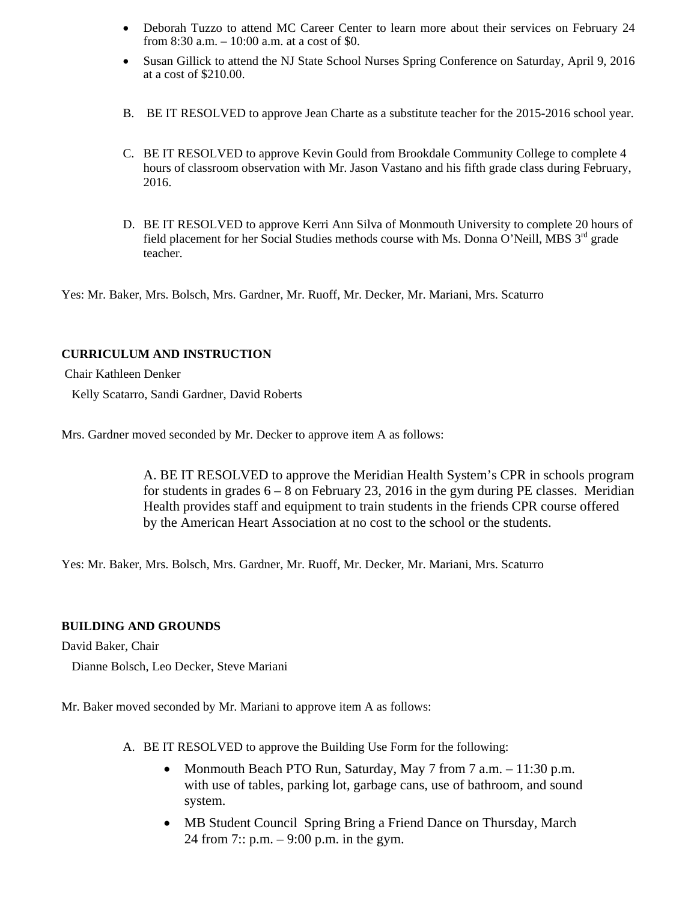- Deborah Tuzzo to attend MC Career Center to learn more about their services on February 24 from 8:30 a.m. – 10:00 a.m. at a cost of $0.
- Susan Gillick to attend the NJ State School Nurses Spring Conference on Saturday, April 9, 2016 at a cost of $210.00.

B. BE IT RESOLVED to approve Jean Charte as a substitute teacher for the 2015-2016 school year.

C. BE IT RESOLVED to approve Kevin Gould from Brookdale Community College to complete 4 hours of classroom observation with Mr. Jason Vastano and his fifth grade class during February, 2016.

D. BE IT RESOLVED to approve Kerri Ann Silva of Monmouth University to complete 20 hours of field placement for her Social Studies methods course with Ms. Donna O'Neill, MBS 3rd grade teacher.

Yes: Mr. Baker, Mrs. Bolsch, Mrs. Gardner, Mr. Ruoff, Mr. Decker, Mr. Mariani, Mrs. Scaturro

**CURRICULUM AND INSTRUCTION**

Chair Kathleen Denker

Kelly Scatarro, Sandi Gardner, David Roberts

Mrs. Gardner moved seconded by Mr. Decker to approve item A as follows:

A. BE IT RESOLVED to approve the Meridian Health System's CPR in schools program for students in grades 6 – 8 on February 23, 2016 in the gym during PE classes. Meridian Health provides staff and equipment to train students in the friends CPR course offered by the American Heart Association at no cost to the school or the students.

Yes: Mr. Baker, Mrs. Bolsch, Mrs. Gardner, Mr. Ruoff, Mr. Decker, Mr. Mariani, Mrs. Scaturro

**BUILDING AND GROUNDS**

David Baker, Chair

Dianne Bolsch, Leo Decker, Steve Mariani

Mr. Baker moved seconded by Mr. Mariani to approve item A as follows:

A. BE IT RESOLVED to approve the Building Use Form for the following:
   - Monmouth Beach PTO Run, Saturday, May 7 from 7 a.m. – 11:30 p.m. with use of tables, parking lot, garbage cans, use of bathroom, and sound system.
   - MB Student Council Spring Bring a Friend Dance on Thursday, March 24 from 7:: p.m. – 9:00 p.m. in the gym.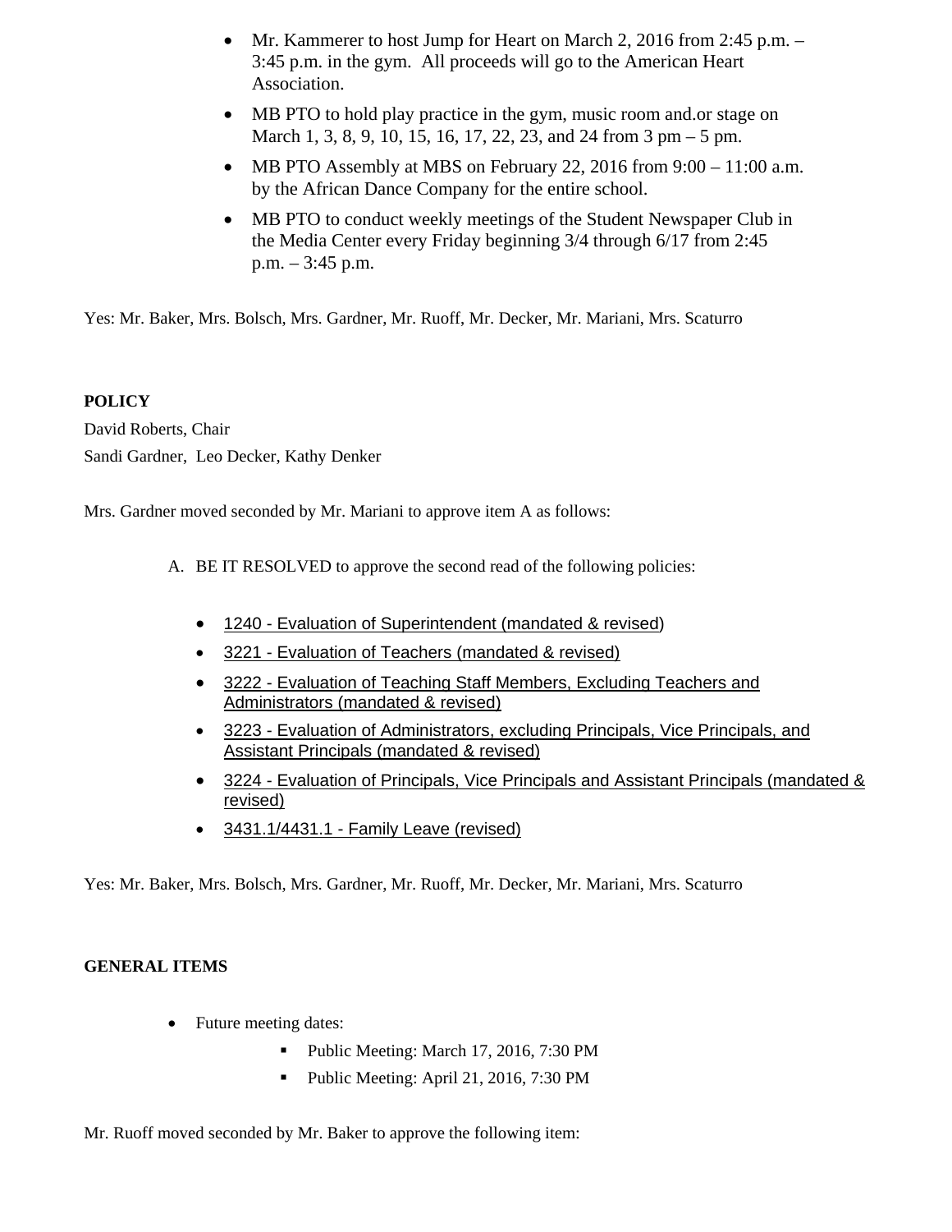- Mr. Kammerer to host Jump for Heart on March 2, 2016 from 2:45 p.m. – 3:45 p.m. in the gym. All proceeds will go to the American Heart Association.
- MB PTO to hold play practice in the gym, music room and.or stage on March 1, 3, 8, 9, 10, 15, 16, 17, 22, 23, and 24 from 3 pm – 5 pm.
- MB PTO Assembly at MBS on February 22, 2016 from 9:00 – 11:00 a.m. by the African Dance Company for the entire school.
- MB PTO to conduct weekly meetings of the Student Newspaper Club in the Media Center every Friday beginning 3/4 through 6/17 from 2:45 p.m. – 3:45 p.m.

Yes: Mr. Baker, Mrs. Bolsch, Mrs. Gardner, Mr. Ruoff, Mr. Decker, Mr. Mariani, Mrs. Scaturro

**POLICY**

David Roberts, Chair

Sandi Gardner, Leo Decker, Kathy Denker

Mrs. Gardner moved seconded by Mr. Mariani to approve item A as follows:

A. BE IT RESOLVED to approve the second read of the following policies:

- 1240 - Evaluation of Superintendent (mandated & revised)
- 3221 - Evaluation of Teachers (mandated & revised)
- 3222 - Evaluation of Teaching Staff Members, Excluding Teachers and Administrators (mandated & revised)
- 3223 - Evaluation of Administrators, excluding Principals, Vice Principals, and Assistant Principals (mandated & revised)
- 3224 - Evaluation of Principals, Vice Principals and Assistant Principals (mandated & revised)
- 3431.1/4431.1 - Family Leave (revised)

Yes: Mr. Baker, Mrs. Bolsch, Mrs. Gardner, Mr. Ruoff, Mr. Decker, Mr. Mariani, Mrs. Scaturro

**GENERAL ITEMS**

- Future meeting dates:
  - Public Meeting: March 17, 2016, 7:30 PM
  - Public Meeting: April 21, 2016, 7:30 PM

Mr. Ruoff moved seconded by Mr. Baker to approve the following item: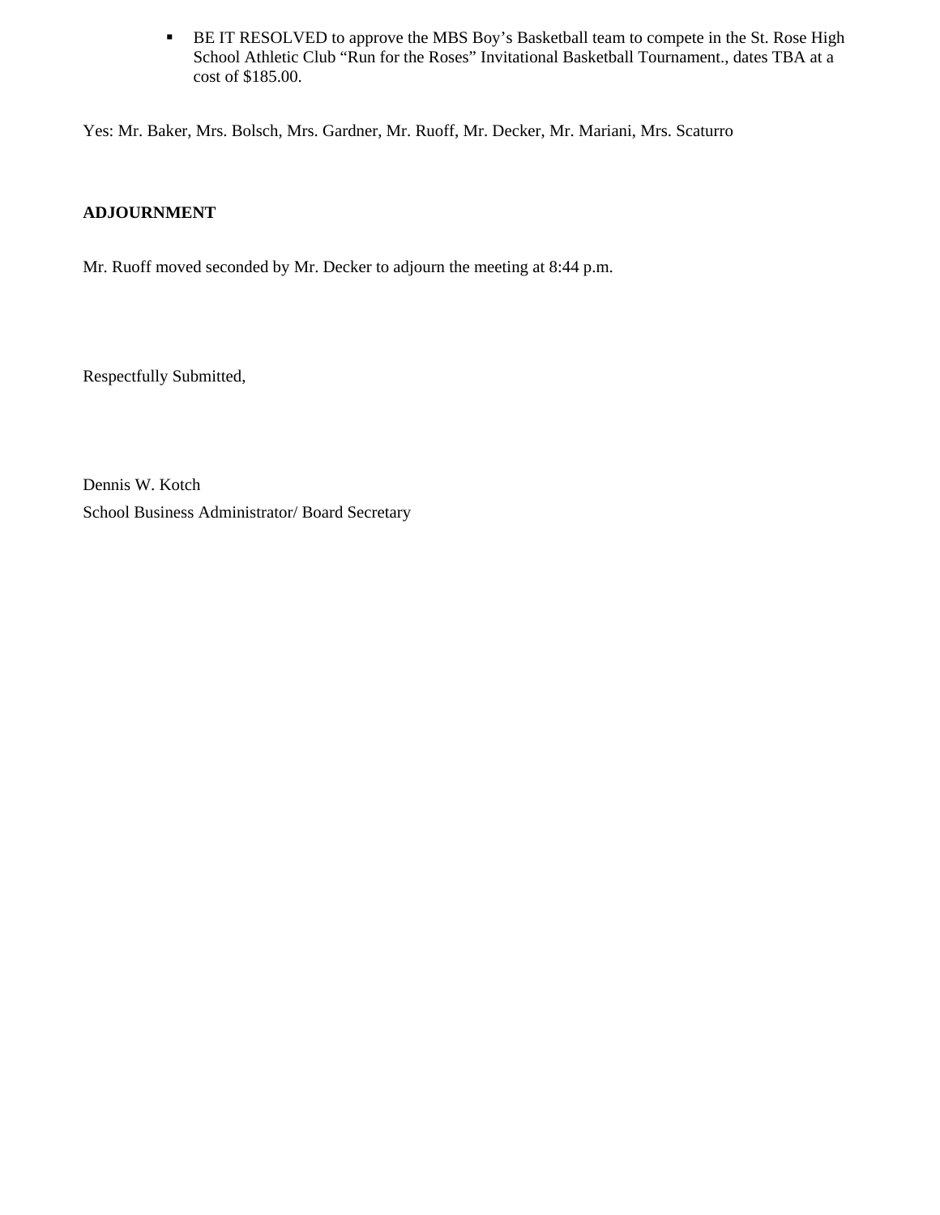- BE IT RESOLVED to approve the MBS Boy's Basketball team to compete in the St. Rose High School Athletic Club "Run for the Roses" Invitational Basketball Tournament., dates TBA at a cost of $185.00.

Yes: Mr. Baker, Mrs. Bolsch, Mrs. Gardner, Mr. Ruoff, Mr. Decker, Mr. Mariani, Mrs. Scaturro

**ADJOURNMENT**

Mr. Ruoff moved seconded by Mr. Decker to adjourn the meeting at 8:44 p.m.

Respectfully Submitted,

Dennis W. Kotch
School Business Administrator/ Board Secretary